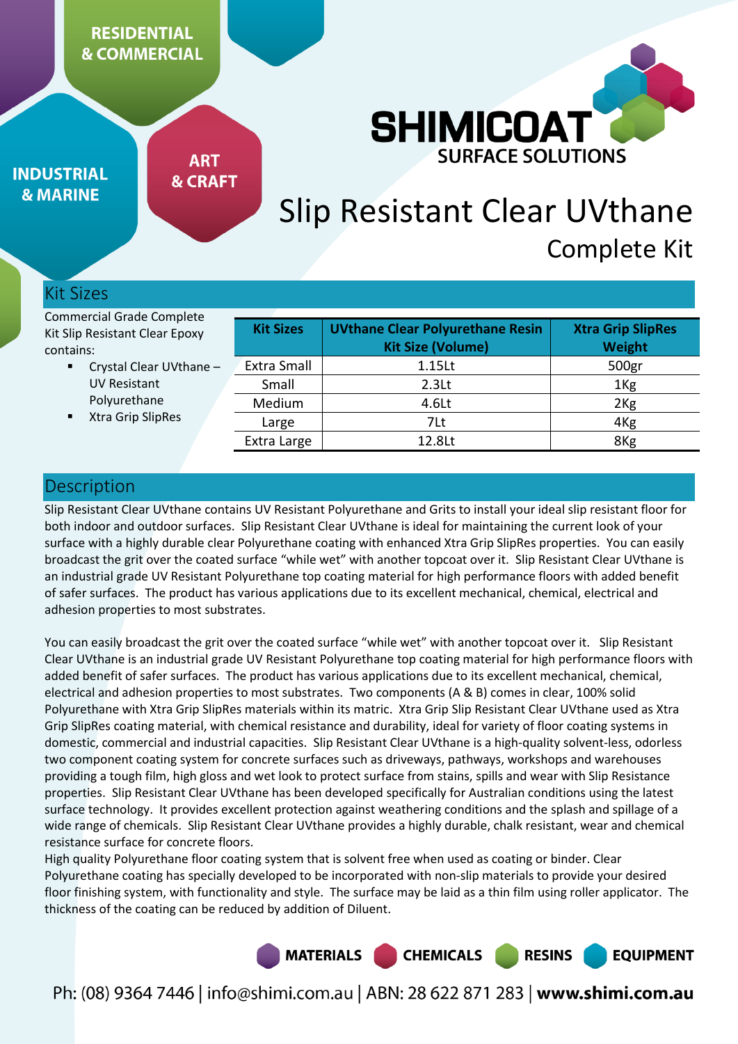RESIDENTIAL & COMMERCIAL

INDUSTRIAL & MARINE

ART & CRAFT

SHIMICOAT SURFACE SOLUTIONS

# Slip Resistant Clear UVthane

## Complete Kit

## Kit Sizes

Commercial Grade Complete Kit Slip Resistant Clear Epoxy contains:

- Crystal Clear UVthane – UV Resistant Polyurethane
- Xtra Grip SlipRes

| Kit Sizes | UVthane Clear Polyurethane Resin Kit Size (Volume) | Xtra Grip SlipRes Weight |
|---|---|---|
| Extra Small | 1.15Lt | 500gr |
| Small | 2.3Lt | 1Kg |
| Medium | 4.6Lt | 2Kg |
| Large | 7Lt | 4Kg |
| Extra Large | 12.8Lt | 8Kg |

## Description

Slip Resistant Clear UVthane contains UV Resistant Polyurethane and Grits to install your ideal slip resistant floor for both indoor and outdoor surfaces. Slip Resistant Clear UVthane is ideal for maintaining the current look of your surface with a highly durable clear Polyurethane coating with enhanced Xtra Grip SlipRes properties. You can easily broadcast the grit over the coated surface "while wet" with another topcoat over it. Slip Resistant Clear UVthane is an industrial grade UV Resistant Polyurethane top coating material for high performance floors with added benefit of safer surfaces. The product has various applications due to its excellent mechanical, chemical, electrical and adhesion properties to most substrates.

You can easily broadcast the grit over the coated surface "while wet" with another topcoat over it. Slip Resistant Clear UVthane is an industrial grade UV Resistant Polyurethane top coating material for high performance floors with added benefit of safer surfaces. The product has various applications due to its excellent mechanical, chemical, electrical and adhesion properties to most substrates. Two components (A & B) comes in clear, 100% solid Polyurethane with Xtra Grip SlipRes materials within its matric. Xtra Grip Slip Resistant Clear UVthane used as Xtra Grip SlipRes coating material, with chemical resistance and durability, ideal for variety of floor coating systems in domestic, commercial and industrial capacities. Slip Resistant Clear UVthane is a high-quality solvent-less, odorless two component coating system for concrete surfaces such as driveways, pathways, workshops and warehouses providing a tough film, high gloss and wet look to protect surface from stains, spills and wear with Slip Resistance properties. Slip Resistant Clear UVthane has been developed specifically for Australian conditions using the latest surface technology. It provides excellent protection against weathering conditions and the splash and spillage of a wide range of chemicals. Slip Resistant Clear UVthane provides a highly durable, chalk resistant, wear and chemical resistance surface for concrete floors.

High quality Polyurethane floor coating system that is solvent free when used as coating or binder. Clear Polyurethane coating has specially developed to be incorporated with non-slip materials to provide your desired floor finishing system, with functionality and style. The surface may be laid as a thin film using roller applicator. The thickness of the coating can be reduced by addition of Diluent.

MATERIALS CHEMICALS RESINS EQUIPMENT

Ph: (08) 9364 7446 | info@shimi.com.au | ABN: 28 622 871 283 | **www.shimi.com.au**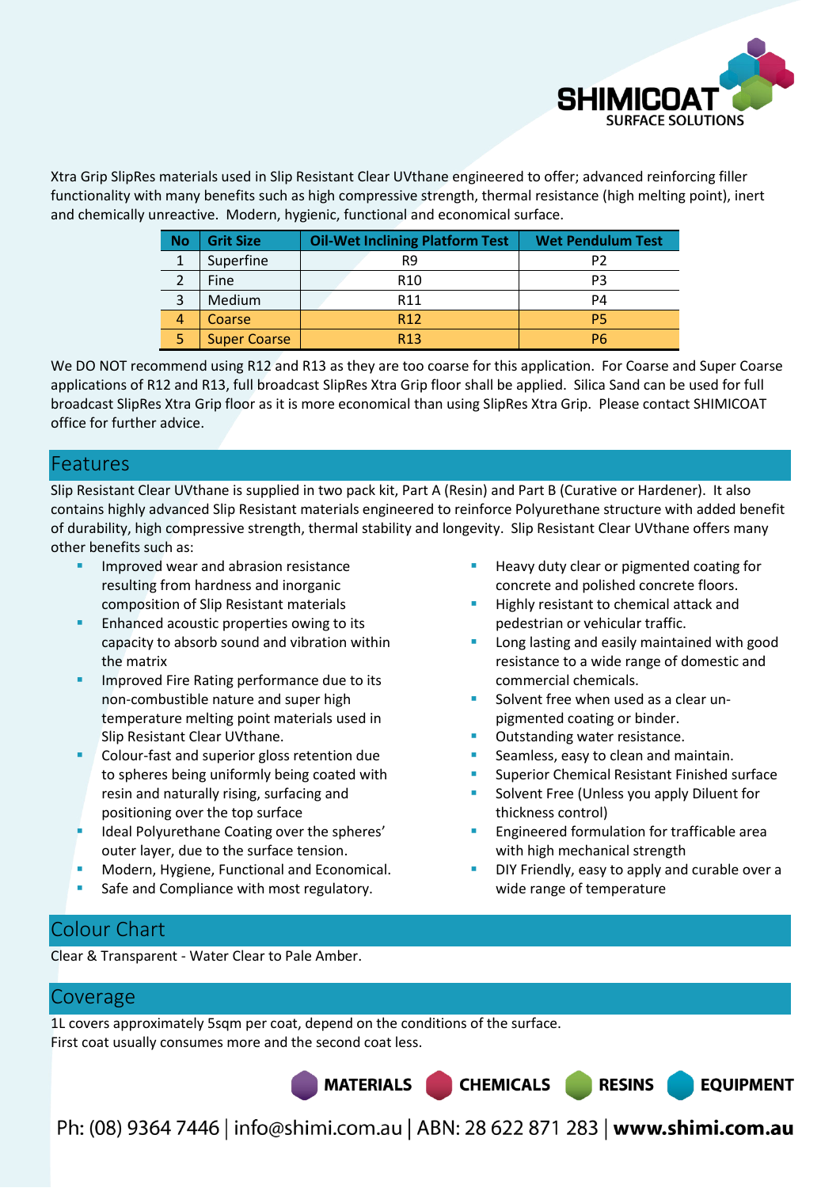Xtra Grip SlipRes materials used in Slip Resistant Clear UVthane engineered to offer; advanced reinforcing filler functionality with many benefits such as high compressive strength, thermal resistance (high melting point), inert and chemically unreactive. Modern, hygienic, functional and economical surface.

| No | Grit Size | Oil-Wet Inclining Platform Test | Wet Pendulum Test |
|---|---|---|---|
| 1 | Superfine | R9 | P2 |
| 2 | Fine | R10 | P3 |
| 3 | Medium | R11 | P4 |
| 4 | Coarse | R12 | P5 |
| 5 | Super Coarse | R13 | P6 |

We DO NOT recommend using R12 and R13 as they are too coarse for this application. For Coarse and Super Coarse applications of R12 and R13, full broadcast SlipRes Xtra Grip floor shall be applied. Silica Sand can be used for full broadcast SlipRes Xtra Grip floor as it is more economical than using SlipRes Xtra Grip. Please contact SHIMICOAT office for further advice.

## Features

Slip Resistant Clear UVthane is supplied in two pack kit, Part A (Resin) and Part B (Curative or Hardener). It also contains highly advanced Slip Resistant materials engineered to reinforce Polyurethane structure with added benefit of durability, high compressive strength, thermal stability and longevity. Slip Resistant Clear UVthane offers many other benefits such as:

- Improved wear and abrasion resistance resulting from hardness and inorganic composition of Slip Resistant materials
- Enhanced acoustic properties owing to its capacity to absorb sound and vibration within the matrix
- Improved Fire Rating performance due to its non-combustible nature and super high temperature melting point materials used in Slip Resistant Clear UVthane.
- Colour-fast and superior gloss retention due to spheres being uniformly being coated with resin and naturally rising, surfacing and positioning over the top surface
- Ideal Polyurethane Coating over the spheres' outer layer, due to the surface tension.
- Modern, Hygiene, Functional and Economical.
- Safe and Compliance with most regulatory.
- Heavy duty clear or pigmented coating for concrete and polished concrete floors.
- Highly resistant to chemical attack and pedestrian or vehicular traffic.
- Long lasting and easily maintained with good resistance to a wide range of domestic and commercial chemicals.
- Solvent free when used as a clear un-pigmented coating or binder.
- Outstanding water resistance.
- Seamless, easy to clean and maintain.
- Superior Chemical Resistant Finished surface
- Solvent Free (Unless you apply Diluent for thickness control)
- Engineered formulation for trafficable area with high mechanical strength
- DIY Friendly, easy to apply and curable over a wide range of temperature

## Colour Chart

Clear & Transparent - Water Clear to Pale Amber.

## Coverage

1L covers approximately 5sqm per coat, depend on the conditions of the surface.
First coat usually consumes more and the second coat less.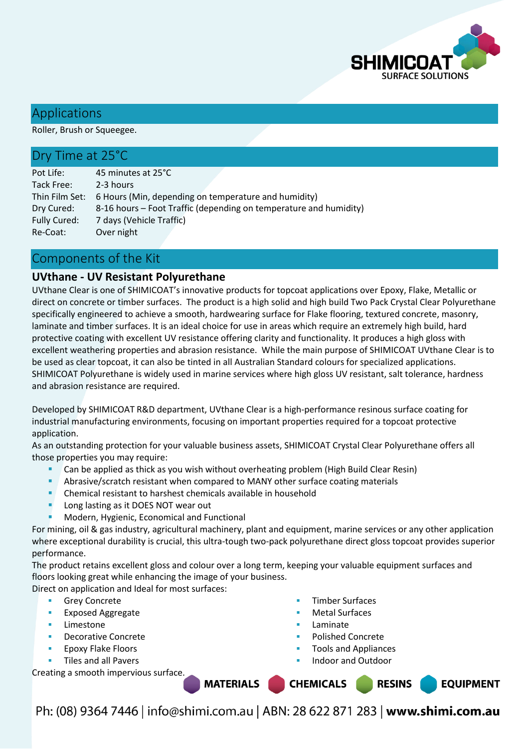## Applications

Roller, Brush or Squeegee.

## Dry Time at 25°C

| | |
|---|---|
| Pot Life: | 45 minutes at 25°C |
| Tack Free: | 2-3 hours |
| Thin Film Set: | 6 Hours (Min, depending on temperature and humidity) |
| Dry Cured: | 8-16 hours – Foot Traffic (depending on temperature and humidity) |
| Fully Cured: | 7 days (Vehicle Traffic) |
| Re-Coat: | Over night |

## Components of the Kit

### UVthane - UV Resistant Polyurethane

UVthane Clear is one of SHIMICOAT's innovative products for topcoat applications over Epoxy, Flake, Metallic or direct on concrete or timber surfaces. The product is a high solid and high build Two Pack Crystal Clear Polyurethane specifically engineered to achieve a smooth, hardwearing surface for Flake flooring, textured concrete, masonry, laminate and timber surfaces. It is an ideal choice for use in areas which require an extremely high build, hard protective coating with excellent UV resistance offering clarity and functionality. It produces a high gloss with excellent weathering properties and abrasion resistance. While the main purpose of SHIMICOAT UVthane Clear is to be used as clear topcoat, it can also be tinted in all Australian Standard colours for specialized applications. SHIMICOAT Polyurethane is widely used in marine services where high gloss UV resistant, salt tolerance, hardness and abrasion resistance are required.

Developed by SHIMICOAT R&D department, UVthane Clear is a high-performance resinous surface coating for industrial manufacturing environments, focusing on important properties required for a topcoat protective application.

As an outstanding protection for your valuable business assets, SHIMICOAT Crystal Clear Polyurethane offers all those properties you may require:

- Can be applied as thick as you wish without overheating problem (High Build Clear Resin)
- Abrasive/scratch resistant when compared to MANY other surface coating materials
- Chemical resistant to harshest chemicals available in household
- Long lasting as it DOES NOT wear out
- Modern, Hygienic, Economical and Functional

For mining, oil & gas industry, agricultural machinery, plant and equipment, marine services or any other application where exceptional durability is crucial, this ultra-tough two-pack polyurethane direct gloss topcoat provides superior performance.

The product retains excellent gloss and colour over a long term, keeping your valuable equipment surfaces and floors looking great while enhancing the image of your business.

Direct on application and Ideal for most surfaces:

- Grey Concrete
- Exposed Aggregate
- Limestone
- Decorative Concrete
- Epoxy Flake Floors
- Tiles and all Pavers
- Timber Surfaces
- Metal Surfaces
- Laminate
- Polished Concrete
- Tools and Appliances
- Indoor and Outdoor

Creating a smooth impervious surface.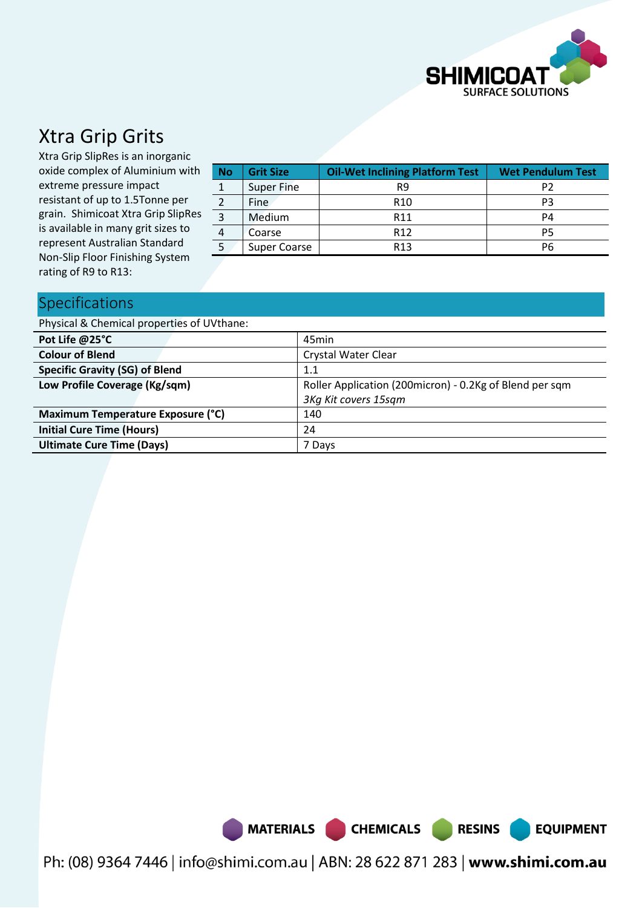# Xtra Grip Grits

Xtra Grip SlipRes is an inorganic oxide complex of Aluminium with extreme pressure impact resistant of up to 1.5Tonne per grain. Shimicoat Xtra Grip SlipRes is available in many grit sizes to represent Australian Standard Non-Slip Floor Finishing System rating of R9 to R13:

| No | Grit Size | Oil-Wet Inclining Platform Test | Wet Pendulum Test |
|---|---|---|---|
| 1 | Super Fine | R9 | P2 |
| 2 | Fine | R10 | P3 |
| 3 | Medium | R11 | P4 |
| 4 | Coarse | R12 | P5 |
| 5 | Super Coarse | R13 | P6 |

## Specifications

Physical & Chemical properties of UVthane:

| | |
|---|---|
| **Pot Life @25°C** | 45min |
| **Colour of Blend** | Crystal Water Clear |
| **Specific Gravity (SG) of Blend** | 1.1 |
| **Low Profile Coverage (Kg/sqm)** | Roller Application (200micron) - 0.2Kg of Blend per sqm<br>*3Kg Kit covers 15sqm* |
| **Maximum Temperature Exposure (°C)** | 140 |
| **Initial Cure Time (Hours)** | 24 |
| **Ultimate Cure Time (Days)** | 7 Days |

MATERIALS CHEMICALS RESINS EQUIPMENT

Ph: (08) 9364 7446 | info@shimi.com.au | ABN: 28 622 871 283 | **www.shimi.com.au**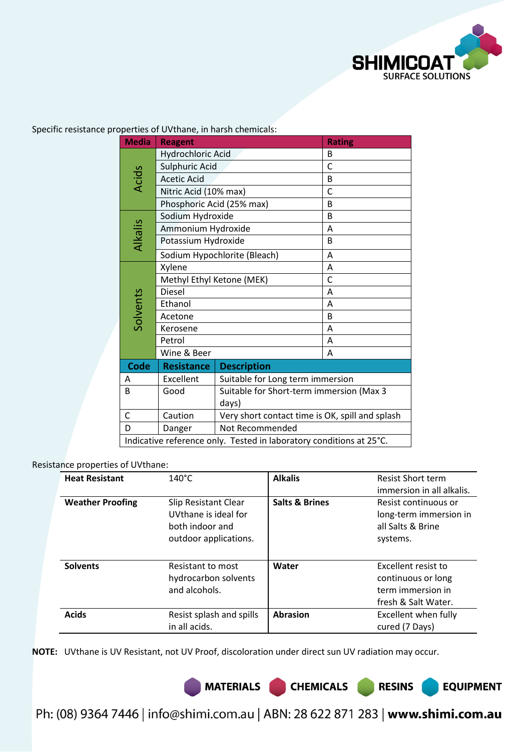Specific resistance properties of UVthane, in harsh chemicals:

| Media | Reagent | Rating |
|---|---|---|
| Acids | Hydrochloric Acid | B |
| | Sulphuric Acid | C |
| | Acetic Acid | B |
| | Nitric Acid (10% max) | C |
| | Phosphoric Acid (25% max) | B |
| Alkalis | Sodium Hydroxide | B |
| | Ammonium Hydroxide | A |
| | Potassium Hydroxide | B |
| | Sodium Hypochlorite (Bleach) | A |
| Solvents | Xylene | A |
| | Methyl Ethyl Ketone (MEK) | C |
| | Diesel | A |
| | Ethanol | A |
| | Acetone | B |
| | Kerosene | A |
| | Petrol | A |
| | Wine & Beer | A |

| Code | Resistance | Description |
|---|---|---|
| A | Excellent | Suitable for Long term immersion |
| B | Good | Suitable for Short-term immersion (Max 3 days) |
| C | Caution | Very short contact time is OK, spill and splash |
| D | Danger | Not Recommended |

Indicative reference only. Tested in laboratory conditions at 25°C.

Resistance properties of UVthane:

| | | | |
|---|---|---|---|
| **Heat Resistant** | 140°C | **Alkalis** | Resist Short term immersion in all alkalis. |
| **Weather Proofing** | Slip Resistant Clear UVthane is ideal for both indoor and outdoor applications. | **Salts & Brines** | Resist continuous or long-term immersion in all Salts & Brine systems. |
| **Solvents** | Resistant to most hydrocarbon solvents and alcohols. | **Water** | Excellent resist to continuous or long term immersion in fresh & Salt Water. |
| **Acids** | Resist splash and spills in all acids. | **Abrasion** | Excellent when fully cured (7 Days) |

**NOTE:** UVthane is UV Resistant, not UV Proof, discoloration under direct sun UV radiation may occur.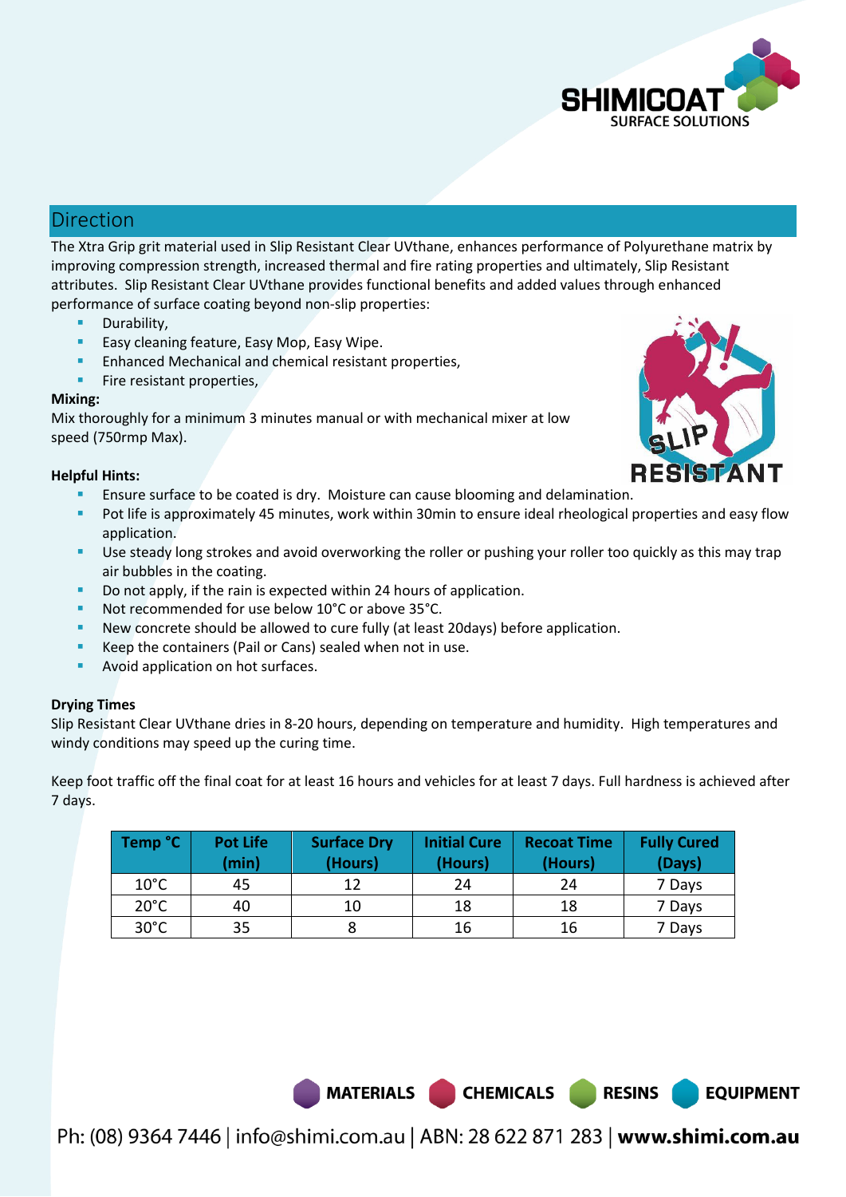## Direction

The Xtra Grip grit material used in Slip Resistant Clear UVthane, enhances performance of Polyurethane matrix by improving compression strength, increased thermal and fire rating properties and ultimately, Slip Resistant attributes. Slip Resistant Clear UVthane provides functional benefits and added values through enhanced performance of surface coating beyond non-slip properties:

- Durability,
- Easy cleaning feature, Easy Mop, Easy Wipe.
- Enhanced Mechanical and chemical resistant properties,
- Fire resistant properties,

**Mixing:**

Mix thoroughly for a minimum 3 minutes manual or with mechanical mixer at low speed (750rmp Max).

**Helpful Hints:**

- Ensure surface to be coated is dry. Moisture can cause blooming and delamination.
- Pot life is approximately 45 minutes, work within 30min to ensure ideal rheological properties and easy flow application.
- Use steady long strokes and avoid overworking the roller or pushing your roller too quickly as this may trap air bubbles in the coating.
- Do not apply, if the rain is expected within 24 hours of application.
- Not recommended for use below 10°C or above 35°C.
- New concrete should be allowed to cure fully (at least 20days) before application.
- Keep the containers (Pail or Cans) sealed when not in use.
- Avoid application on hot surfaces.

**Drying Times**

Slip Resistant Clear UVthane dries in 8-20 hours, depending on temperature and humidity. High temperatures and windy conditions may speed up the curing time.

Keep foot traffic off the final coat for at least 16 hours and vehicles for at least 7 days. Full hardness is achieved after 7 days.

| Temp °C | Pot Life (min) | Surface Dry (Hours) | Initial Cure (Hours) | Recoat Time (Hours) | Fully Cured (Days) |
|---|---|---|---|---|---|
| 10°C | 45 | 12 | 24 | 24 | 7 Days |
| 20°C | 40 | 10 | 18 | 18 | 7 Days |
| 30°C | 35 | 8 | 16 | 16 | 7 Days |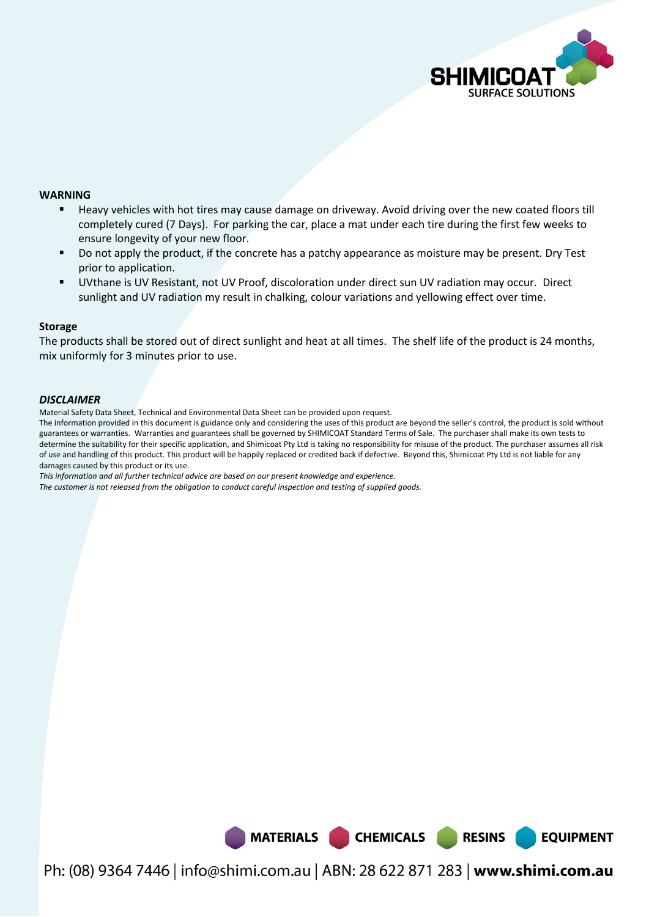**WARNING**

- Heavy vehicles with hot tires may cause damage on driveway. Avoid driving over the new coated floors till completely cured (7 Days). For parking the car, place a mat under each tire during the first few weeks to ensure longevity of your new floor.
- Do not apply the product, if the concrete has a patchy appearance as moisture may be present. Dry Test prior to application.
- UVthane is UV Resistant, not UV Proof, discoloration under direct sun UV radiation may occur. Direct sunlight and UV radiation my result in chalking, colour variations and yellowing effect over time.

**Storage**

The products shall be stored out of direct sunlight and heat at all times. The shelf life of the product is 24 months, mix uniformly for 3 minutes prior to use.

***DISCLAIMER***

Material Safety Data Sheet, Technical and Environmental Data Sheet can be provided upon request.
The information provided in this document is guidance only and considering the uses of this product are beyond the seller's control, the product is sold without guarantees or warranties. Warranties and guarantees shall be governed by SHIMICOAT Standard Terms of Sale. The purchaser shall make its own tests to determine the suitability for their specific application, and Shimicoat Pty Ltd is taking no responsibility for misuse of the product. The purchaser assumes all risk of use and handling of this product. This product will be happily replaced or credited back if defective. Beyond this, Shimicoat Pty Ltd is not liable for any damages caused by this product or its use.
*This information and all further technical advice are based on our present knowledge and experience.*
*The customer is not released from the obligation to conduct careful inspection and testing of supplied goods.*